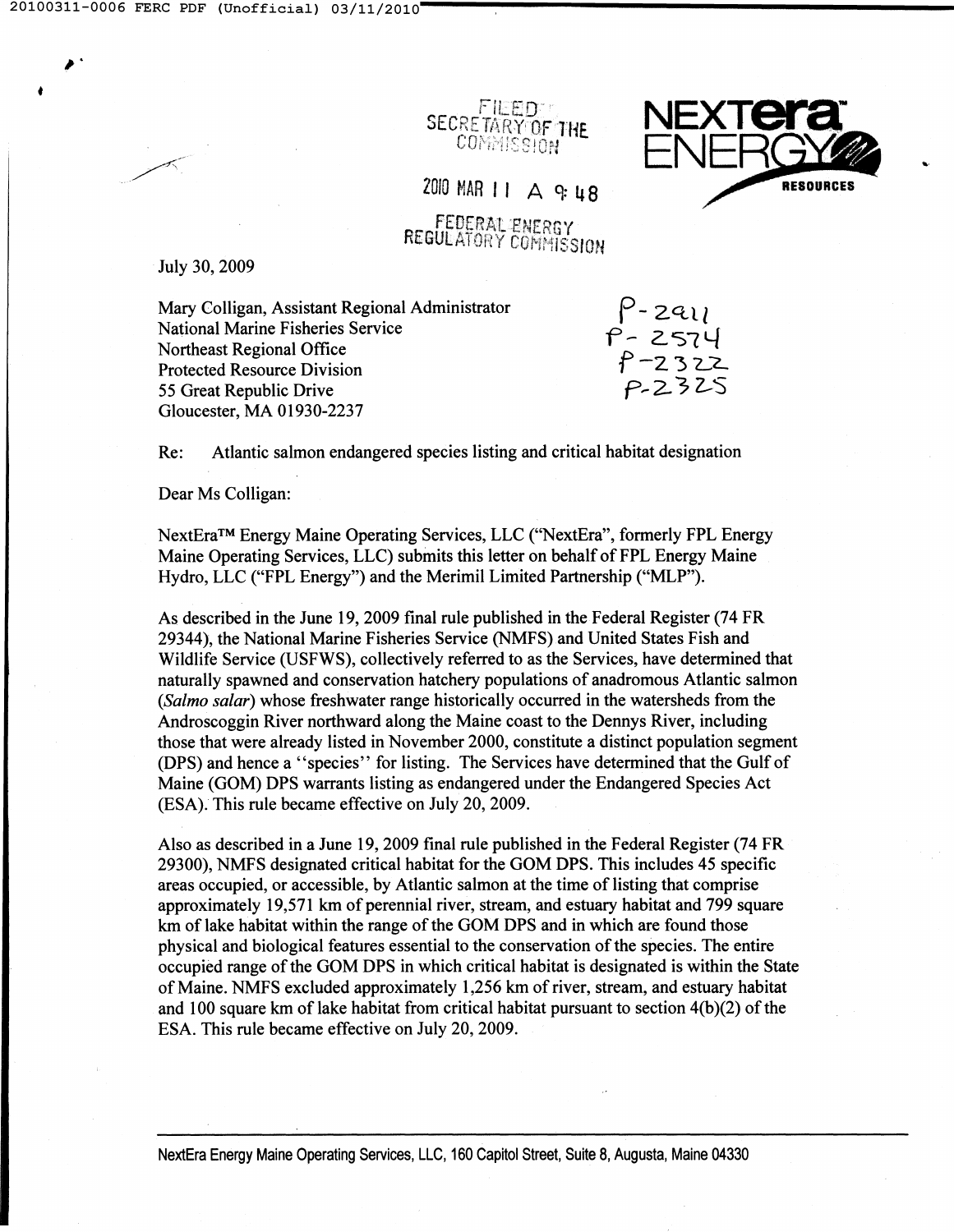FILED
SECRETARY OF THE
COMMISSION

2010 MAR 11 A 9: 48

FEDERAL ENERGY
REGULATORY COMMISSION

NEXTera ENERGY RESOURCES

July 30, 2009

Mary Colligan, Assistant Regional Administrator
National Marine Fisheries Service
Northeast Regional Office
Protected Resource Division
55 Great Republic Drive
Gloucester, MA 01930-2237

P-2911
P-2574
P-2322
P-2325

Re: Atlantic salmon endangered species listing and critical habitat designation

Dear Ms Colligan:

NextEra™ Energy Maine Operating Services, LLC ("NextEra", formerly FPL Energy Maine Operating Services, LLC) submits this letter on behalf of FPL Energy Maine Hydro, LLC ("FPL Energy") and the Merimil Limited Partnership ("MLP").

As described in the June 19, 2009 final rule published in the Federal Register (74 FR 29344), the National Marine Fisheries Service (NMFS) and United States Fish and Wildlife Service (USFWS), collectively referred to as the Services, have determined that naturally spawned and conservation hatchery populations of anadromous Atlantic salmon (*Salmo salar*) whose freshwater range historically occurred in the watersheds from the Androscoggin River northward along the Maine coast to the Dennys River, including those that were already listed in November 2000, constitute a distinct population segment (DPS) and hence a ''species'' for listing. The Services have determined that the Gulf of Maine (GOM) DPS warrants listing as endangered under the Endangered Species Act (ESA). This rule became effective on July 20, 2009.

Also as described in a June 19, 2009 final rule published in the Federal Register (74 FR 29300), NMFS designated critical habitat for the GOM DPS. This includes 45 specific areas occupied, or accessible, by Atlantic salmon at the time of listing that comprise approximately 19,571 km of perennial river, stream, and estuary habitat and 799 square km of lake habitat within the range of the GOM DPS and in which are found those physical and biological features essential to the conservation of the species. The entire occupied range of the GOM DPS in which critical habitat is designated is within the State of Maine. NMFS excluded approximately 1,256 km of river, stream, and estuary habitat and 100 square km of lake habitat from critical habitat pursuant to section 4(b)(2) of the ESA. This rule became effective on July 20, 2009.

NextEra Energy Maine Operating Services, LLC, 160 Capitol Street, Suite 8, Augusta, Maine 04330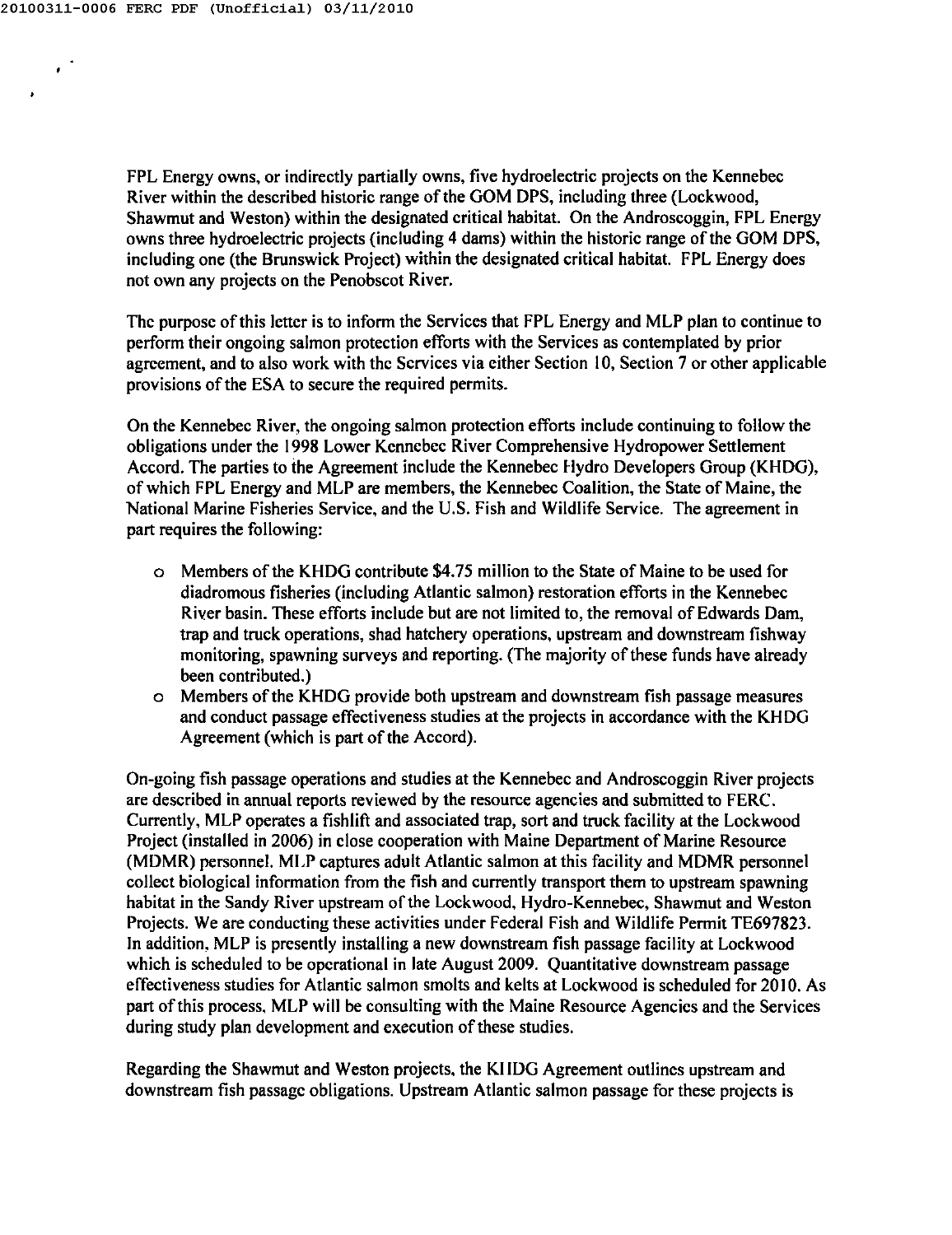FPL Energy owns, or indirectly partially owns, five hydroelectric projects on the Kennebec River within the described historic range of the GOM DPS, including three (Lockwood, Shawmut and Weston) within the designated critical habitat. On the Androscoggin, FPL Energy owns three hydroelectric projects (including 4 dams) within the historic range of the GOM DPS, including one (the Brunswick Project) within the designated critical habitat. FPL Energy does not own any projects on the Penobscot River.

The purpose of this letter is to inform the Services that FPL Energy and MLP plan to continue to perform their ongoing salmon protection efforts with the Services as contemplated by prior agreement, and to also work with the Services via either Section 10, Section 7 or other applicable provisions of the ESA to secure the required permits.

On the Kennebec River, the ongoing salmon protection efforts include continuing to follow the obligations under the 1998 Lower Kennebec River Comprehensive Hydropower Settlement Accord. The parties to the Agreement include the Kennebec Hydro Developers Group (KHDG), of which FPL Energy and MLP are members, the Kennebec Coalition, the State of Maine, the National Marine Fisheries Service, and the U.S. Fish and Wildlife Service. The agreement in part requires the following:

- Members of the KHDG contribute $4.75 million to the State of Maine to be used for diadromous fisheries (including Atlantic salmon) restoration efforts in the Kennebec River basin. These efforts include but are not limited to, the removal of Edwards Dam, trap and truck operations, shad hatchery operations, upstream and downstream fishway monitoring, spawning surveys and reporting. (The majority of these funds have already been contributed.)
- Members of the KHDG provide both upstream and downstream fish passage measures and conduct passage effectiveness studies at the projects in accordance with the KHDG Agreement (which is part of the Accord).

On-going fish passage operations and studies at the Kennebec and Androscoggin River projects are described in annual reports reviewed by the resource agencies and submitted to FERC. Currently, MLP operates a fishlift and associated trap, sort and truck facility at the Lockwood Project (installed in 2006) in close cooperation with Maine Department of Marine Resource (MDMR) personnel. MLP captures adult Atlantic salmon at this facility and MDMR personnel collect biological information from the fish and currently transport them to upstream spawning habitat in the Sandy River upstream of the Lockwood, Hydro-Kennebec, Shawmut and Weston Projects. We are conducting these activities under Federal Fish and Wildlife Permit TE697823. In addition, MLP is presently installing a new downstream fish passage facility at Lockwood which is scheduled to be operational in late August 2009. Quantitative downstream passage effectiveness studies for Atlantic salmon smolts and kelts at Lockwood is scheduled for 2010. As part of this process, MLP will be consulting with the Maine Resource Agencies and the Services during study plan development and execution of these studies.

Regarding the Shawmut and Weston projects, the KHDG Agreement outlines upstream and downstream fish passage obligations. Upstream Atlantic salmon passage for these projects is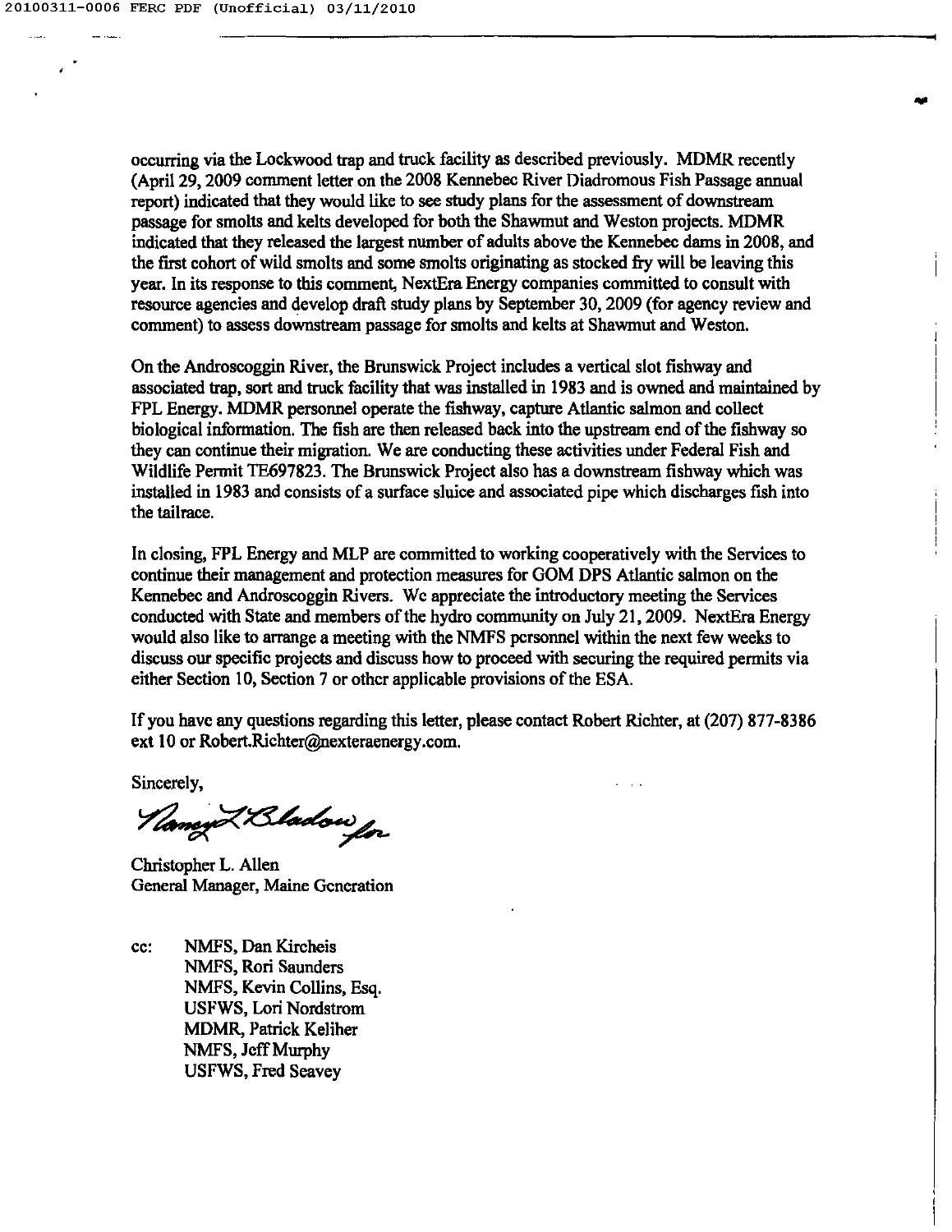occurring via the Lockwood trap and truck facility as described previously. MDMR recently (April 29, 2009 comment letter on the 2008 Kennebec River Diadromous Fish Passage annual report) indicated that they would like to see study plans for the assessment of downstream passage for smolts and kelts developed for both the Shawmut and Weston projects. MDMR indicated that they released the largest number of adults above the Kennebec dams in 2008, and the first cohort of wild smolts and some smolts originating as stocked fry will be leaving this year. In its response to this comment, NextEra Energy companies committed to consult with resource agencies and develop draft study plans by September 30, 2009 (for agency review and comment) to assess downstream passage for smolts and kelts at Shawmut and Weston.

On the Androscoggin River, the Brunswick Project includes a vertical slot fishway and associated trap, sort and truck facility that was installed in 1983 and is owned and maintained by FPL Energy. MDMR personnel operate the fishway, capture Atlantic salmon and collect biological information. The fish are then released back into the upstream end of the fishway so they can continue their migration. We are conducting these activities under Federal Fish and Wildlife Permit TE697823. The Brunswick Project also has a downstream fishway which was installed in 1983 and consists of a surface sluice and associated pipe which discharges fish into the tailrace.

In closing, FPL Energy and MLP are committed to working cooperatively with the Services to continue their management and protection measures for GOM DPS Atlantic salmon on the Kennebec and Androscoggin Rivers. We appreciate the introductory meeting the Services conducted with State and members of the hydro community on July 21, 2009. NextEra Energy would also like to arrange a meeting with the NMFS personnel within the next few weeks to discuss our specific projects and discuss how to proceed with securing the required permits via either Section 10, Section 7 or other applicable provisions of the ESA.

If you have any questions regarding this letter, please contact Robert Richter, at (207) 877-8386 ext 10 or Robert.Richter@nexteraenergy.com.

Sincerely,

Nancy L. Bladow for

Christopher L. Allen
General Manager, Maine Generation

cc:
NMFS, Dan Kircheis
NMFS, Rori Saunders
NMFS, Kevin Collins, Esq.
USFWS, Lori Nordstrom
MDMR, Patrick Keliher
NMFS, Jeff Murphy
USFWS, Fred Seavey